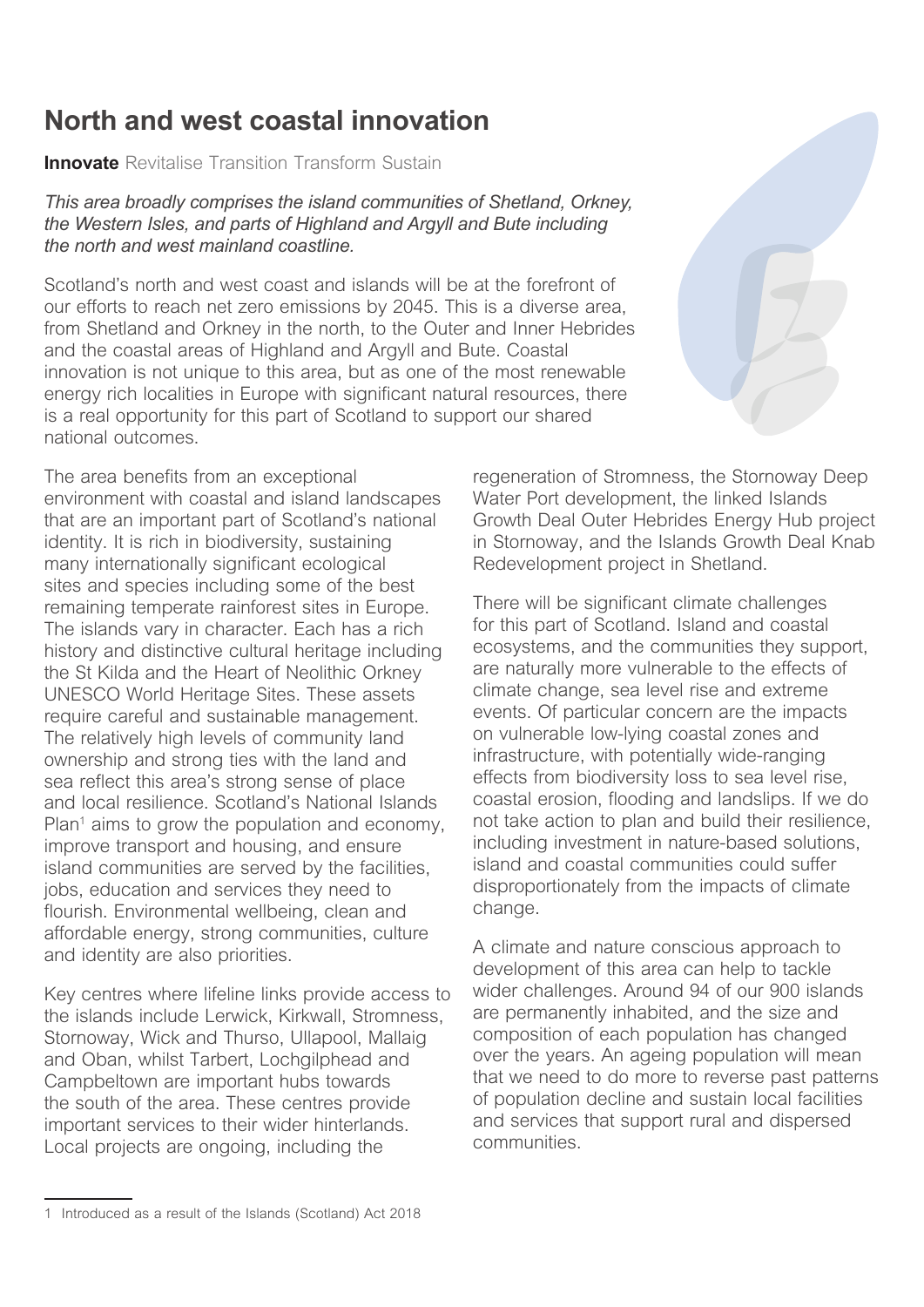# North and west coastal innovation

**Innovate** Revitalise Transition Transform Sustain

*This area broadly comprises the island communities of Shetland, Orkney, the Western Isles, and parts of Highland and Argyll and Bute including the north and west mainland coastline.*

Scotland's north and west coast and islands will be at the forefront of our efforts to reach net zero emissions by 2045. This is a diverse area, from Shetland and Orkney in the north, to the Outer and Inner Hebrides and the coastal areas of Highland and Argyll and Bute. Coastal innovation is not unique to this area, but as one of the most renewable energy rich localities in Europe with significant natural resources, there is a real opportunity for this part of Scotland to support our shared national outcomes.

The area benefits from an exceptional environment with coastal and island landscapes that are an important part of Scotland's national identity. It is rich in biodiversity, sustaining many internationally significant ecological sites and species including some of the best remaining temperate rainforest sites in Europe. The islands vary in character. Each has a rich history and distinctive cultural heritage including the St Kilda and the Heart of Neolithic Orkney UNESCO World Heritage Sites. These assets require careful and sustainable management. The relatively high levels of community land ownership and strong ties with the land and sea reflect this area's strong sense of place and local resilience. Scotland's National Islands Plan[1] aims to grow the population and economy, improve transport and housing, and ensure island communities are served by the facilities, jobs, education and services they need to flourish. Environmental wellbeing, clean and affordable energy, strong communities, culture and identity are also priorities.

Key centres where lifeline links provide access to the islands include Lerwick, Kirkwall, Stromness, Stornoway, Wick and Thurso, Ullapool, Mallaig and Oban, whilst Tarbert, Lochgilphead and Campbeltown are important hubs towards the south of the area. These centres provide important services to their wider hinterlands. Local projects are ongoing, including the regeneration of Stromness, the Stornoway Deep Water Port development, the linked Islands Growth Deal Outer Hebrides Energy Hub project in Stornoway, and the Islands Growth Deal Knab Redevelopment project in Shetland.

There will be significant climate challenges for this part of Scotland. Island and coastal ecosystems, and the communities they support, are naturally more vulnerable to the effects of climate change, sea level rise and extreme events. Of particular concern are the impacts on vulnerable low-lying coastal zones and infrastructure, with potentially wide-ranging effects from biodiversity loss to sea level rise, coastal erosion, flooding and landslips. If we do not take action to plan and build their resilience, including investment in nature-based solutions, island and coastal communities could suffer disproportionately from the impacts of climate change.

A climate and nature conscious approach to development of this area can help to tackle wider challenges. Around 94 of our 900 islands are permanently inhabited, and the size and composition of each population has changed over the years. An ageing population will mean that we need to do more to reverse past patterns of population decline and sustain local facilities and services that support rural and dispersed communities.

[1] Introduced as a result of the Islands (Scotland) Act 2018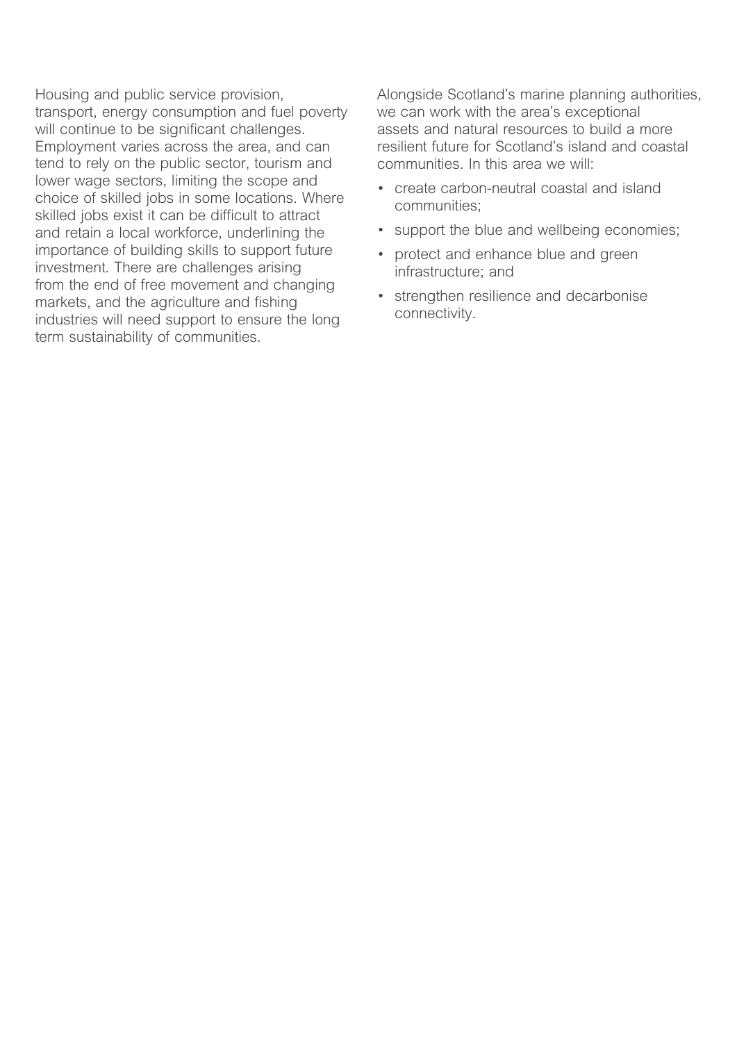Housing and public service provision, transport, energy consumption and fuel poverty will continue to be significant challenges. Employment varies across the area, and can tend to rely on the public sector, tourism and lower wage sectors, limiting the scope and choice of skilled jobs in some locations. Where skilled jobs exist it can be difficult to attract and retain a local workforce, underlining the importance of building skills to support future investment. There are challenges arising from the end of free movement and changing markets, and the agriculture and fishing industries will need support to ensure the long term sustainability of communities.

Alongside Scotland's marine planning authorities, we can work with the area's exceptional assets and natural resources to build a more resilient future for Scotland's island and coastal communities. In this area we will:

- create carbon-neutral coastal and island communities;
- support the blue and wellbeing economies;
- protect and enhance blue and green infrastructure; and
- strengthen resilience and decarbonise connectivity.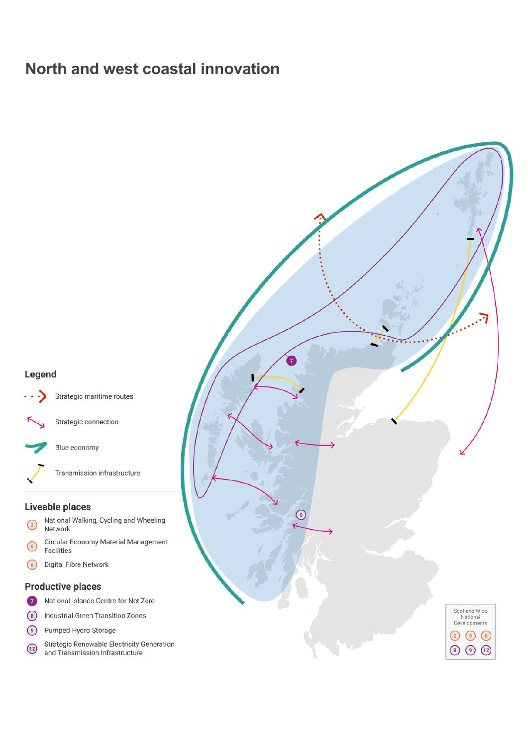# North and west coastal innovation

## Legend

- Strategic maritime routes
- Strategic connection
- Blue economy
- Transmission infrastructure

### Liveable places

- (2) National Walking, Cycling and Wheeling Network
- (5) Circular Economy Material Management Facilities
- (6) Digital Fibre Network

### Productive places

- (7) National Islands Centre for Net Zero
- (8) Industrial Green Transition Zones
- (9) Pumped Hydro Storage
- (12) Strategic Renewable Electricity Generation and Transmission Infrastructure

Scotland Wide National Developments

(2) (5) (6) (8) (9) (12)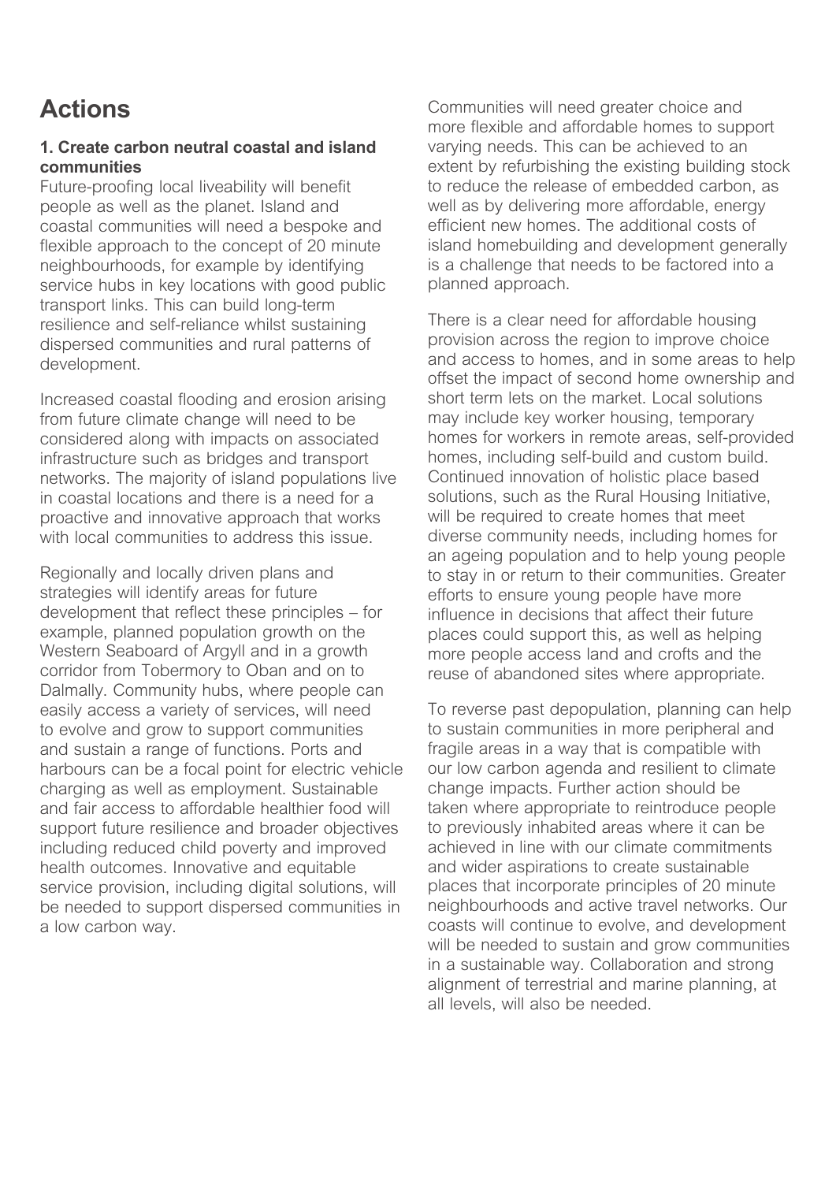# Actions

### 1. Create carbon neutral coastal and island communities

Future-proofing local liveability will benefit people as well as the planet. Island and coastal communities will need a bespoke and flexible approach to the concept of 20 minute neighbourhoods, for example by identifying service hubs in key locations with good public transport links. This can build long-term resilience and self-reliance whilst sustaining dispersed communities and rural patterns of development.

Increased coastal flooding and erosion arising from future climate change will need to be considered along with impacts on associated infrastructure such as bridges and transport networks. The majority of island populations live in coastal locations and there is a need for a proactive and innovative approach that works with local communities to address this issue.

Regionally and locally driven plans and strategies will identify areas for future development that reflect these principles – for example, planned population growth on the Western Seaboard of Argyll and in a growth corridor from Tobermory to Oban and on to Dalmally. Community hubs, where people can easily access a variety of services, will need to evolve and grow to support communities and sustain a range of functions. Ports and harbours can be a focal point for electric vehicle charging as well as employment. Sustainable and fair access to affordable healthier food will support future resilience and broader objectives including reduced child poverty and improved health outcomes. Innovative and equitable service provision, including digital solutions, will be needed to support dispersed communities in a low carbon way.

Communities will need greater choice and more flexible and affordable homes to support varying needs. This can be achieved to an extent by refurbishing the existing building stock to reduce the release of embedded carbon, as well as by delivering more affordable, energy efficient new homes. The additional costs of island homebuilding and development generally is a challenge that needs to be factored into a planned approach.

There is a clear need for affordable housing provision across the region to improve choice and access to homes, and in some areas to help offset the impact of second home ownership and short term lets on the market. Local solutions may include key worker housing, temporary homes for workers in remote areas, self-provided homes, including self-build and custom build. Continued innovation of holistic place based solutions, such as the Rural Housing Initiative, will be required to create homes that meet diverse community needs, including homes for an ageing population and to help young people to stay in or return to their communities. Greater efforts to ensure young people have more influence in decisions that affect their future places could support this, as well as helping more people access land and crofts and the reuse of abandoned sites where appropriate.

To reverse past depopulation, planning can help to sustain communities in more peripheral and fragile areas in a way that is compatible with our low carbon agenda and resilient to climate change impacts. Further action should be taken where appropriate to reintroduce people to previously inhabited areas where it can be achieved in line with our climate commitments and wider aspirations to create sustainable places that incorporate principles of 20 minute neighbourhoods and active travel networks. Our coasts will continue to evolve, and development will be needed to sustain and grow communities in a sustainable way. Collaboration and strong alignment of terrestrial and marine planning, at all levels, will also be needed.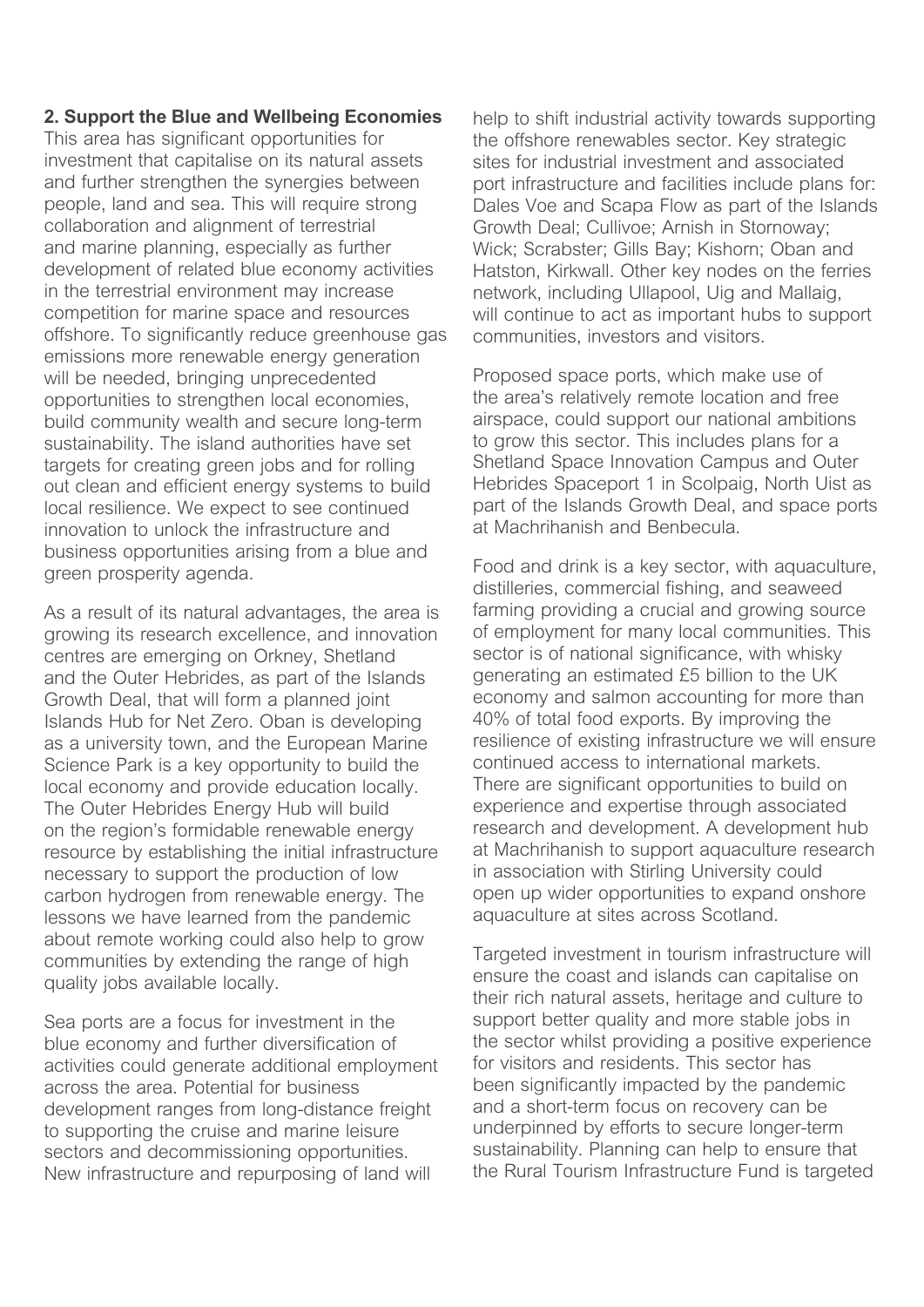**2. Support the Blue and Wellbeing Economies**

This area has significant opportunities for investment that capitalise on its natural assets and further strengthen the synergies between people, land and sea. This will require strong collaboration and alignment of terrestrial and marine planning, especially as further development of related blue economy activities in the terrestrial environment may increase competition for marine space and resources offshore. To significantly reduce greenhouse gas emissions more renewable energy generation will be needed, bringing unprecedented opportunities to strengthen local economies, build community wealth and secure long-term sustainability. The island authorities have set targets for creating green jobs and for rolling out clean and efficient energy systems to build local resilience. We expect to see continued innovation to unlock the infrastructure and business opportunities arising from a blue and green prosperity agenda.

As a result of its natural advantages, the area is growing its research excellence, and innovation centres are emerging on Orkney, Shetland and the Outer Hebrides, as part of the Islands Growth Deal, that will form a planned joint Islands Hub for Net Zero. Oban is developing as a university town, and the European Marine Science Park is a key opportunity to build the local economy and provide education locally. The Outer Hebrides Energy Hub will build on the region's formidable renewable energy resource by establishing the initial infrastructure necessary to support the production of low carbon hydrogen from renewable energy. The lessons we have learned from the pandemic about remote working could also help to grow communities by extending the range of high quality jobs available locally.

Sea ports are a focus for investment in the blue economy and further diversification of activities could generate additional employment across the area. Potential for business development ranges from long-distance freight to supporting the cruise and marine leisure sectors and decommissioning opportunities. New infrastructure and repurposing of land will help to shift industrial activity towards supporting the offshore renewables sector. Key strategic sites for industrial investment and associated port infrastructure and facilities include plans for: Dales Voe and Scapa Flow as part of the Islands Growth Deal; Cullivoe; Arnish in Stornoway; Wick; Scrabster; Gills Bay; Kishorn; Oban and Hatston, Kirkwall. Other key nodes on the ferries network, including Ullapool, Uig and Mallaig, will continue to act as important hubs to support communities, investors and visitors.

Proposed space ports, which make use of the area's relatively remote location and free airspace, could support our national ambitions to grow this sector. This includes plans for a Shetland Space Innovation Campus and Outer Hebrides Spaceport 1 in Scolpaig, North Uist as part of the Islands Growth Deal, and space ports at Machrihanish and Benbecula.

Food and drink is a key sector, with aquaculture, distilleries, commercial fishing, and seaweed farming providing a crucial and growing source of employment for many local communities. This sector is of national significance, with whisky generating an estimated £5 billion to the UK economy and salmon accounting for more than 40% of total food exports. By improving the resilience of existing infrastructure we will ensure continued access to international markets. There are significant opportunities to build on experience and expertise through associated research and development. A development hub at Machrihanish to support aquaculture research in association with Stirling University could open up wider opportunities to expand onshore aquaculture at sites across Scotland.

Targeted investment in tourism infrastructure will ensure the coast and islands can capitalise on their rich natural assets, heritage and culture to support better quality and more stable jobs in the sector whilst providing a positive experience for visitors and residents. This sector has been significantly impacted by the pandemic and a short-term focus on recovery can be underpinned by efforts to secure longer-term sustainability. Planning can help to ensure that the Rural Tourism Infrastructure Fund is targeted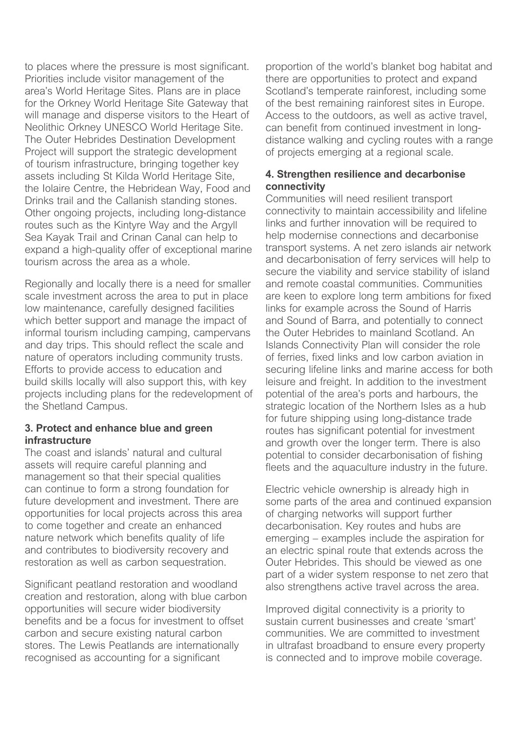to places where the pressure is most significant. Priorities include visitor management of the area's World Heritage Sites. Plans are in place for the Orkney World Heritage Site Gateway that will manage and disperse visitors to the Heart of Neolithic Orkney UNESCO World Heritage Site. The Outer Hebrides Destination Development Project will support the strategic development of tourism infrastructure, bringing together key assets including St Kilda World Heritage Site, the Iolaire Centre, the Hebridean Way, Food and Drinks trail and the Callanish standing stones. Other ongoing projects, including long-distance routes such as the Kintyre Way and the Argyll Sea Kayak Trail and Crinan Canal can help to expand a high-quality offer of exceptional marine tourism across the area as a whole.

Regionally and locally there is a need for smaller scale investment across the area to put in place low maintenance, carefully designed facilities which better support and manage the impact of informal tourism including camping, campervans and day trips. This should reflect the scale and nature of operators including community trusts. Efforts to provide access to education and build skills locally will also support this, with key projects including plans for the redevelopment of the Shetland Campus.

**3. Protect and enhance blue and green infrastructure**

The coast and islands' natural and cultural assets will require careful planning and management so that their special qualities can continue to form a strong foundation for future development and investment. There are opportunities for local projects across this area to come together and create an enhanced nature network which benefits quality of life and contributes to biodiversity recovery and restoration as well as carbon sequestration.

Significant peatland restoration and woodland creation and restoration, along with blue carbon opportunities will secure wider biodiversity benefits and be a focus for investment to offset carbon and secure existing natural carbon stores. The Lewis Peatlands are internationally recognised as accounting for a significant proportion of the world's blanket bog habitat and there are opportunities to protect and expand Scotland's temperate rainforest, including some of the best remaining rainforest sites in Europe. Access to the outdoors, as well as active travel, can benefit from continued investment in long-distance walking and cycling routes with a range of projects emerging at a regional scale.

**4. Strengthen resilience and decarbonise connectivity**

Communities will need resilient transport connectivity to maintain accessibility and lifeline links and further innovation will be required to help modernise connections and decarbonise transport systems. A net zero islands air network and decarbonisation of ferry services will help to secure the viability and service stability of island and remote coastal communities. Communities are keen to explore long term ambitions for fixed links for example across the Sound of Harris and Sound of Barra, and potentially to connect the Outer Hebrides to mainland Scotland. An Islands Connectivity Plan will consider the role of ferries, fixed links and low carbon aviation in securing lifeline links and marine access for both leisure and freight. In addition to the investment potential of the area's ports and harbours, the strategic location of the Northern Isles as a hub for future shipping using long-distance trade routes has significant potential for investment and growth over the longer term. There is also potential to consider decarbonisation of fishing fleets and the aquaculture industry in the future.

Electric vehicle ownership is already high in some parts of the area and continued expansion of charging networks will support further decarbonisation. Key routes and hubs are emerging – examples include the aspiration for an electric spinal route that extends across the Outer Hebrides. This should be viewed as one part of a wider system response to net zero that also strengthens active travel across the area.

Improved digital connectivity is a priority to sustain current businesses and create 'smart' communities. We are committed to investment in ultrafast broadband to ensure every property is connected and to improve mobile coverage.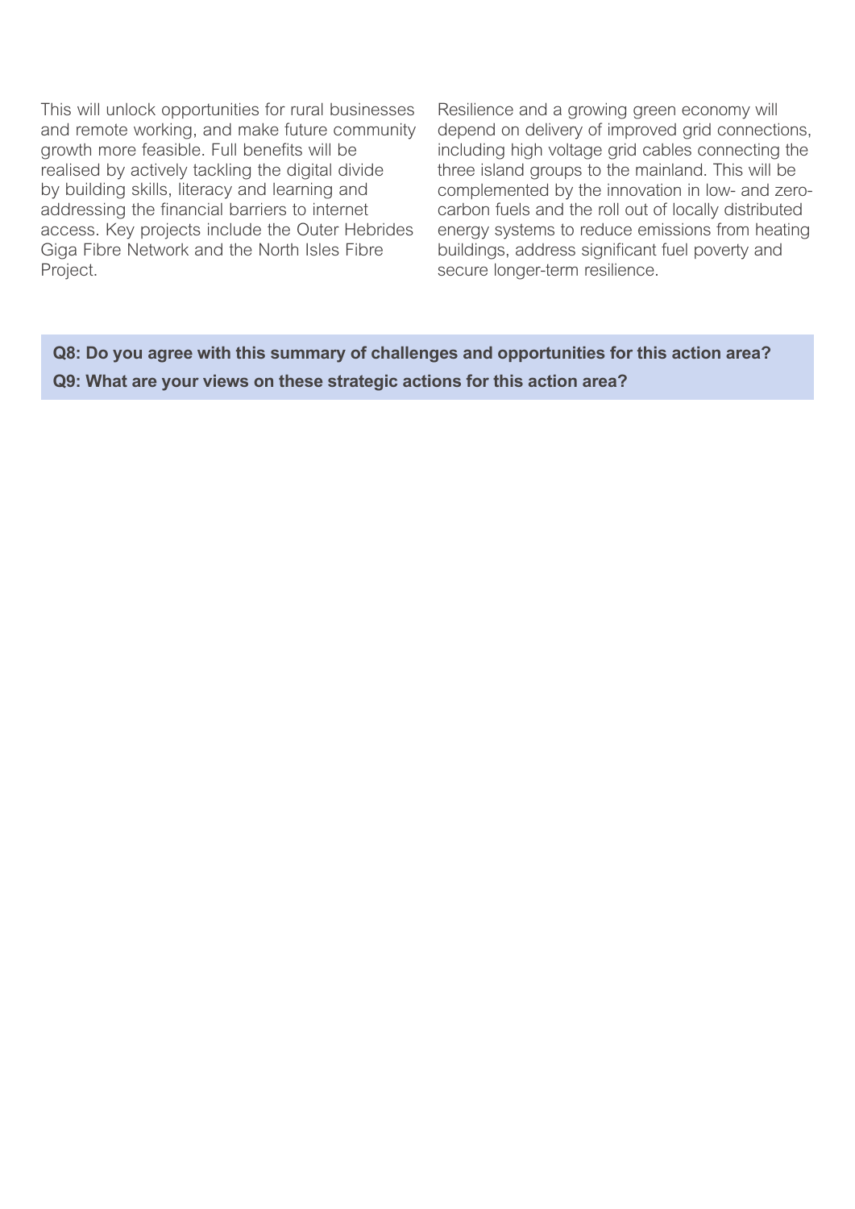This will unlock opportunities for rural businesses and remote working, and make future community growth more feasible. Full benefits will be realised by actively tackling the digital divide by building skills, literacy and learning and addressing the financial barriers to internet access. Key projects include the Outer Hebrides Giga Fibre Network and the North Isles Fibre Project.

Resilience and a growing green economy will depend on delivery of improved grid connections, including high voltage grid cables connecting the three island groups to the mainland. This will be complemented by the innovation in low- and zero-carbon fuels and the roll out of locally distributed energy systems to reduce emissions from heating buildings, address significant fuel poverty and secure longer-term resilience.

**Q8: Do you agree with this summary of challenges and opportunities for this action area?**

**Q9: What are your views on these strategic actions for this action area?**